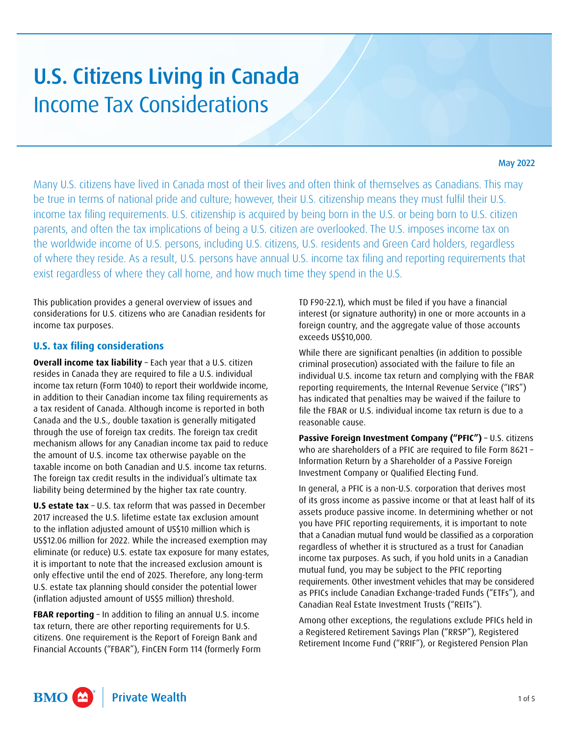# U.S. Citizens Living in Canada
## Income Tax Considerations

May 2022

Many U.S. citizens have lived in Canada most of their lives and often think of themselves as Canadians. This may be true in terms of national pride and culture; however, their U.S. citizenship means they must fulfil their U.S. income tax filing requirements. U.S. citizenship is acquired by being born in the U.S. or being born to U.S. citizen parents, and often the tax implications of being a U.S. citizen are overlooked. The U.S. imposes income tax on the worldwide income of U.S. persons, including U.S. citizens, U.S. residents and Green Card holders, regardless of where they reside. As a result, U.S. persons have annual U.S. income tax filing and reporting requirements that exist regardless of where they call home, and how much time they spend in the U.S.

This publication provides a general overview of issues and considerations for U.S. citizens who are Canadian residents for income tax purposes.

### U.S. tax filing considerations

**Overall income tax liability** – Each year that a U.S. citizen resides in Canada they are required to file a U.S. individual income tax return (Form 1040) to report their worldwide income, in addition to their Canadian income tax filing requirements as a tax resident of Canada. Although income is reported in both Canada and the U.S., double taxation is generally mitigated through the use of foreign tax credits. The foreign tax credit mechanism allows for any Canadian income tax paid to reduce the amount of U.S. income tax otherwise payable on the taxable income on both Canadian and U.S. income tax returns. The foreign tax credit results in the individual's ultimate tax liability being determined by the higher tax rate country.

**U.S estate tax** – U.S. tax reform that was passed in December 2017 increased the U.S. lifetime estate tax exclusion amount to the inflation adjusted amount of US$10 million which is US$12.06 million for 2022. While the increased exemption may eliminate (or reduce) U.S. estate tax exposure for many estates, it is important to note that the increased exclusion amount is only effective until the end of 2025. Therefore, any long-term U.S. estate tax planning should consider the potential lower (inflation adjusted amount of US$5 million) threshold.

**FBAR reporting** – In addition to filing an annual U.S. income tax return, there are other reporting requirements for U.S. citizens. One requirement is the Report of Foreign Bank and Financial Accounts ("FBAR"), FinCEN Form 114 (formerly Form TD F90-22.1), which must be filed if you have a financial interest (or signature authority) in one or more accounts in a foreign country, and the aggregate value of those accounts exceeds US$10,000.

While there are significant penalties (in addition to possible criminal prosecution) associated with the failure to file an individual U.S. income tax return and complying with the FBAR reporting requirements, the Internal Revenue Service ("IRS") has indicated that penalties may be waived if the failure to file the FBAR or U.S. individual income tax return is due to a reasonable cause.

**Passive Foreign Investment Company ("PFIC")** – U.S. citizens who are shareholders of a PFIC are required to file Form 8621 – Information Return by a Shareholder of a Passive Foreign Investment Company or Qualified Electing Fund.

In general, a PFIC is a non-U.S. corporation that derives most of its gross income as passive income or that at least half of its assets produce passive income. In determining whether or not you have PFIC reporting requirements, it is important to note that a Canadian mutual fund would be classified as a corporation regardless of whether it is structured as a trust for Canadian income tax purposes. As such, if you hold units in a Canadian mutual fund, you may be subject to the PFIC reporting requirements. Other investment vehicles that may be considered as PFICs include Canadian Exchange-traded Funds ("ETFs"), and Canadian Real Estate Investment Trusts ("REITs").

Among other exceptions, the regulations exclude PFICs held in a Registered Retirement Savings Plan ("RRSP"), Registered Retirement Income Fund ("RRIF"), or Registered Pension Plan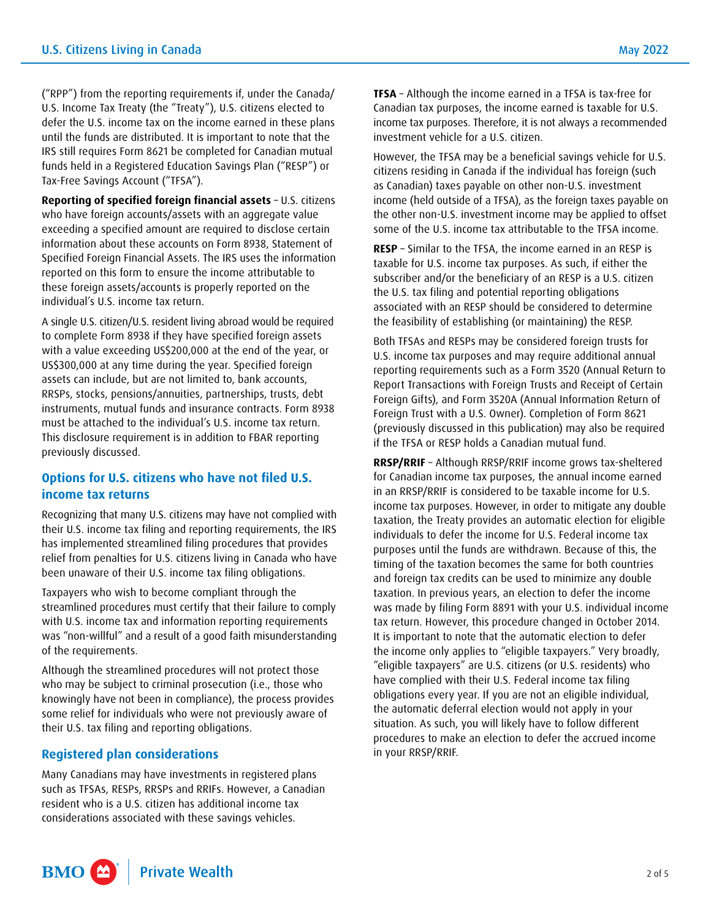("RPP") from the reporting requirements if, under the Canada/U.S. Income Tax Treaty (the "Treaty"), U.S. citizens elected to defer the U.S. income tax on the income earned in these plans until the funds are distributed. It is important to note that the IRS still requires Form 8621 be completed for Canadian mutual funds held in a Registered Education Savings Plan ("RESP") or Tax-Free Savings Account ("TFSA").

**Reporting of specified foreign financial assets** – U.S. citizens who have foreign accounts/assets with an aggregate value exceeding a specified amount are required to disclose certain information about these accounts on Form 8938, Statement of Specified Foreign Financial Assets. The IRS uses the information reported on this form to ensure the income attributable to these foreign assets/accounts is properly reported on the individual's U.S. income tax return.

A single U.S. citizen/U.S. resident living abroad would be required to complete Form 8938 if they have specified foreign assets with a value exceeding US$200,000 at the end of the year, or US$300,000 at any time during the year. Specified foreign assets can include, but are not limited to, bank accounts, RRSPs, stocks, pensions/annuities, partnerships, trusts, debt instruments, mutual funds and insurance contracts. Form 8938 must be attached to the individual's U.S. income tax return. This disclosure requirement is in addition to FBAR reporting previously discussed.

## Options for U.S. citizens who have not filed U.S. income tax returns

Recognizing that many U.S. citizens may have not complied with their U.S. income tax filing and reporting requirements, the IRS has implemented streamlined filing procedures that provides relief from penalties for U.S. citizens living in Canada who have been unaware of their U.S. income tax filing obligations.

Taxpayers who wish to become compliant through the streamlined procedures must certify that their failure to comply with U.S. income tax and information reporting requirements was "non-willful" and a result of a good faith misunderstanding of the requirements.

Although the streamlined procedures will not protect those who may be subject to criminal prosecution (i.e., those who knowingly have not been in compliance), the process provides some relief for individuals who were not previously aware of their U.S. tax filing and reporting obligations.

## Registered plan considerations

Many Canadians may have investments in registered plans such as TFSAs, RESPs, RRSPs and RRIFs. However, a Canadian resident who is a U.S. citizen has additional income tax considerations associated with these savings vehicles.

**TFSA** – Although the income earned in a TFSA is tax-free for Canadian tax purposes, the income earned is taxable for U.S. income tax purposes. Therefore, it is not always a recommended investment vehicle for a U.S. citizen.

However, the TFSA may be a beneficial savings vehicle for U.S. citizens residing in Canada if the individual has foreign (such as Canadian) taxes payable on other non-U.S. investment income (held outside of a TFSA), as the foreign taxes payable on the other non-U.S. investment income may be applied to offset some of the U.S. income tax attributable to the TFSA income.

**RESP** – Similar to the TFSA, the income earned in an RESP is taxable for U.S. income tax purposes. As such, if either the subscriber and/or the beneficiary of an RESP is a U.S. citizen the U.S. tax filing and potential reporting obligations associated with an RESP should be considered to determine the feasibility of establishing (or maintaining) the RESP.

Both TFSAs and RESPs may be considered foreign trusts for U.S. income tax purposes and may require additional annual reporting requirements such as a Form 3520 (Annual Return to Report Transactions with Foreign Trusts and Receipt of Certain Foreign Gifts), and Form 3520A (Annual Information Return of Foreign Trust with a U.S. Owner). Completion of Form 8621 (previously discussed in this publication) may also be required if the TFSA or RESP holds a Canadian mutual fund.

**RRSP/RRIF** – Although RRSP/RRIF income grows tax-sheltered for Canadian income tax purposes, the annual income earned in an RRSP/RRIF is considered to be taxable income for U.S. income tax purposes. However, in order to mitigate any double taxation, the Treaty provides an automatic election for eligible individuals to defer the income for U.S. Federal income tax purposes until the funds are withdrawn. Because of this, the timing of the taxation becomes the same for both countries and foreign tax credits can be used to minimize any double taxation. In previous years, an election to defer the income was made by filing Form 8891 with your U.S. individual income tax return. However, this procedure changed in October 2014. It is important to note that the automatic election to defer the income only applies to "eligible taxpayers." Very broadly, "eligible taxpayers" are U.S. citizens (or U.S. residents) who have complied with their U.S. Federal income tax filing obligations every year. If you are not an eligible individual, the automatic deferral election would not apply in your situation. As such, you will likely have to follow different procedures to make an election to defer the accrued income in your RRSP/RRIF.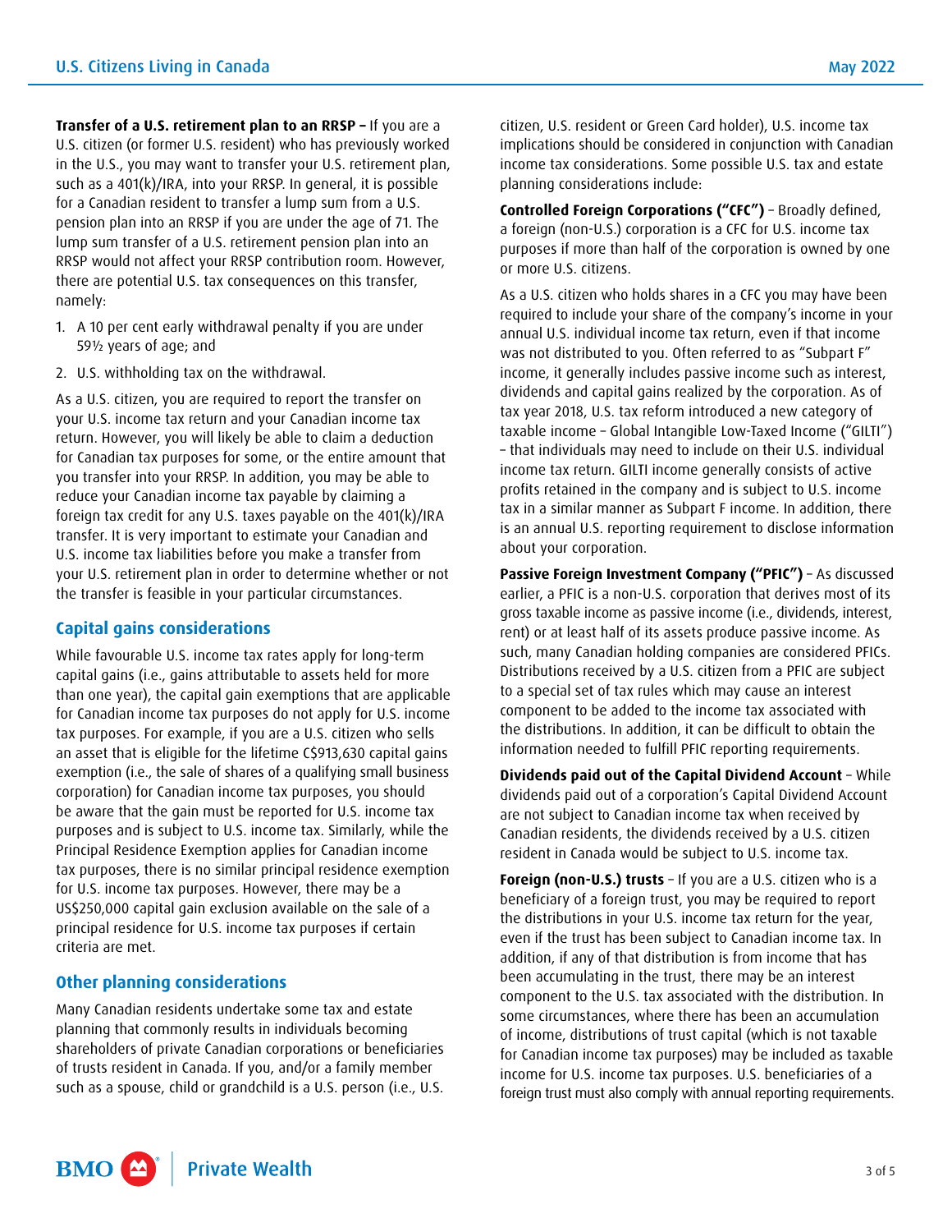**Transfer of a U.S. retirement plan to an RRSP –** If you are a U.S. citizen (or former U.S. resident) who has previously worked in the U.S., you may want to transfer your U.S. retirement plan, such as a 401(k)/IRA, into your RRSP. In general, it is possible for a Canadian resident to transfer a lump sum from a U.S. pension plan into an RRSP if you are under the age of 71. The lump sum transfer of a U.S. retirement pension plan into an RRSP would not affect your RRSP contribution room. However, there are potential U.S. tax consequences on this transfer, namely:

1. A 10 per cent early withdrawal penalty if you are under 59½ years of age; and
2. U.S. withholding tax on the withdrawal.

As a U.S. citizen, you are required to report the transfer on your U.S. income tax return and your Canadian income tax return. However, you will likely be able to claim a deduction for Canadian tax purposes for some, or the entire amount that you transfer into your RRSP. In addition, you may be able to reduce your Canadian income tax payable by claiming a foreign tax credit for any U.S. taxes payable on the 401(k)/IRA transfer. It is very important to estimate your Canadian and U.S. income tax liabilities before you make a transfer from your U.S. retirement plan in order to determine whether or not the transfer is feasible in your particular circumstances.

## Capital gains considerations

While favourable U.S. income tax rates apply for long-term capital gains (i.e., gains attributable to assets held for more than one year), the capital gain exemptions that are applicable for Canadian income tax purposes do not apply for U.S. income tax purposes. For example, if you are a U.S. citizen who sells an asset that is eligible for the lifetime C$913,630 capital gains exemption (i.e., the sale of shares of a qualifying small business corporation) for Canadian income tax purposes, you should be aware that the gain must be reported for U.S. income tax purposes and is subject to U.S. income tax. Similarly, while the Principal Residence Exemption applies for Canadian income tax purposes, there is no similar principal residence exemption for U.S. income tax purposes. However, there may be a US$250,000 capital gain exclusion available on the sale of a principal residence for U.S. income tax purposes if certain criteria are met.

## Other planning considerations

Many Canadian residents undertake some tax and estate planning that commonly results in individuals becoming shareholders of private Canadian corporations or beneficiaries of trusts resident in Canada. If you, and/or a family member such as a spouse, child or grandchild is a U.S. person (i.e., U.S. citizen, U.S. resident or Green Card holder), U.S. income tax implications should be considered in conjunction with Canadian income tax considerations. Some possible U.S. tax and estate planning considerations include:

**Controlled Foreign Corporations ("CFC")** – Broadly defined, a foreign (non-U.S.) corporation is a CFC for U.S. income tax purposes if more than half of the corporation is owned by one or more U.S. citizens.

As a U.S. citizen who holds shares in a CFC you may have been required to include your share of the company's income in your annual U.S. individual income tax return, even if that income was not distributed to you. Often referred to as "Subpart F" income, it generally includes passive income such as interest, dividends and capital gains realized by the corporation. As of tax year 2018, U.S. tax reform introduced a new category of taxable income – Global Intangible Low-Taxed Income ("GILTI") – that individuals may need to include on their U.S. individual income tax return. GILTI income generally consists of active profits retained in the company and is subject to U.S. income tax in a similar manner as Subpart F income. In addition, there is an annual U.S. reporting requirement to disclose information about your corporation.

**Passive Foreign Investment Company ("PFIC")** – As discussed earlier, a PFIC is a non-U.S. corporation that derives most of its gross taxable income as passive income (i.e., dividends, interest, rent) or at least half of its assets produce passive income. As such, many Canadian holding companies are considered PFICs. Distributions received by a U.S. citizen from a PFIC are subject to a special set of tax rules which may cause an interest component to be added to the income tax associated with the distributions. In addition, it can be difficult to obtain the information needed to fulfill PFIC reporting requirements.

**Dividends paid out of the Capital Dividend Account** – While dividends paid out of a corporation's Capital Dividend Account are not subject to Canadian income tax when received by Canadian residents, the dividends received by a U.S. citizen resident in Canada would be subject to U.S. income tax.

**Foreign (non-U.S.) trusts** – If you are a U.S. citizen who is a beneficiary of a foreign trust, you may be required to report the distributions in your U.S. income tax return for the year, even if the trust has been subject to Canadian income tax. In addition, if any of that distribution is from income that has been accumulating in the trust, there may be an interest component to the U.S. tax associated with the distribution. In some circumstances, where there has been an accumulation of income, distributions of trust capital (which is not taxable for Canadian income tax purposes) may be included as taxable income for U.S. income tax purposes. U.S. beneficiaries of a foreign trust must also comply with annual reporting requirements.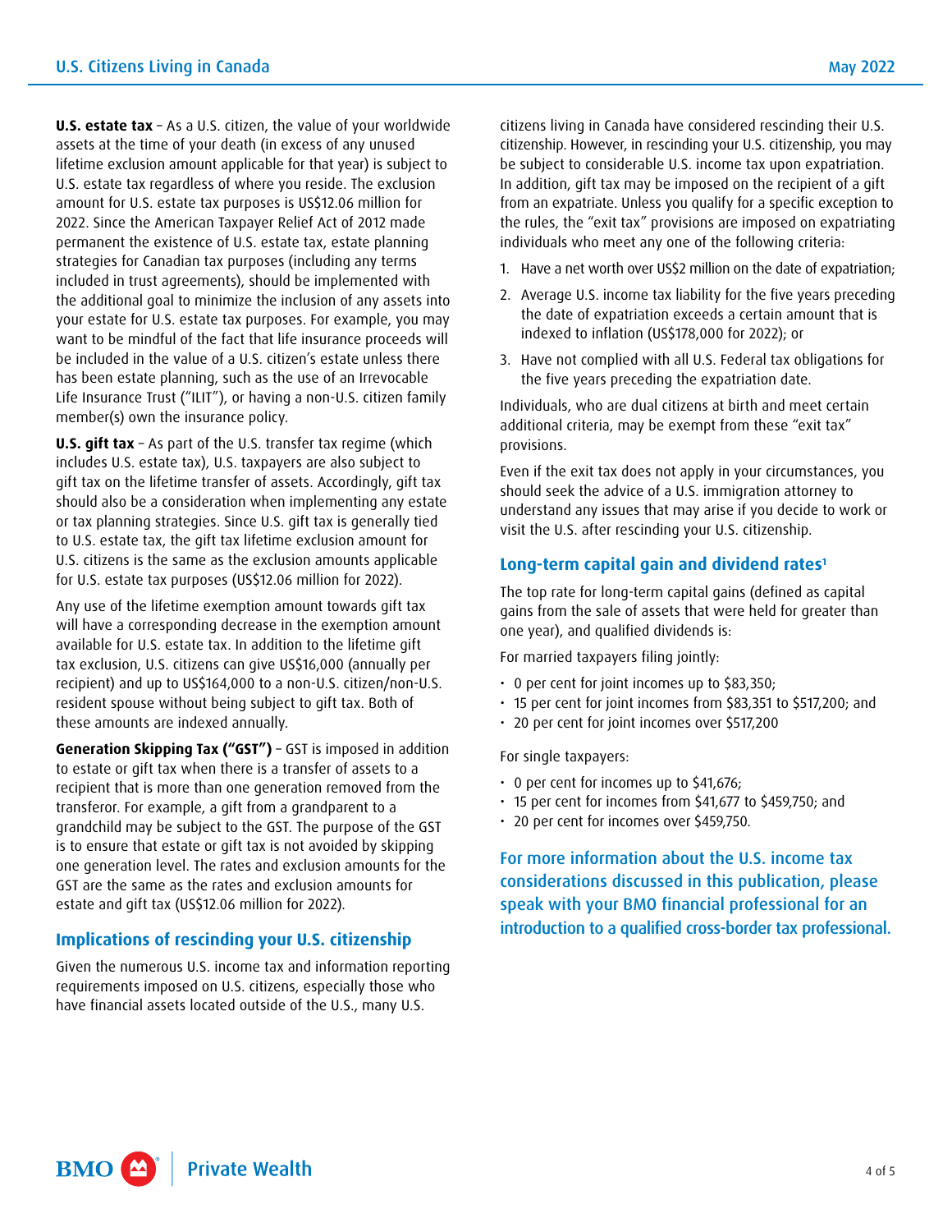**U.S. estate tax** – As a U.S. citizen, the value of your worldwide assets at the time of your death (in excess of any unused lifetime exclusion amount applicable for that year) is subject to U.S. estate tax regardless of where you reside. The exclusion amount for U.S. estate tax purposes is US$12.06 million for 2022. Since the American Taxpayer Relief Act of 2012 made permanent the existence of U.S. estate tax, estate planning strategies for Canadian tax purposes (including any terms included in trust agreements), should be implemented with the additional goal to minimize the inclusion of any assets into your estate for U.S. estate tax purposes. For example, you may want to be mindful of the fact that life insurance proceeds will be included in the value of a U.S. citizen's estate unless there has been estate planning, such as the use of an Irrevocable Life Insurance Trust ("ILIT"), or having a non-U.S. citizen family member(s) own the insurance policy.

**U.S. gift tax** – As part of the U.S. transfer tax regime (which includes U.S. estate tax), U.S. taxpayers are also subject to gift tax on the lifetime transfer of assets. Accordingly, gift tax should also be a consideration when implementing any estate or tax planning strategies. Since U.S. gift tax is generally tied to U.S. estate tax, the gift tax lifetime exclusion amount for U.S. citizens is the same as the exclusion amounts applicable for U.S. estate tax purposes (US$12.06 million for 2022).

Any use of the lifetime exemption amount towards gift tax will have a corresponding decrease in the exemption amount available for U.S. estate tax. In addition to the lifetime gift tax exclusion, U.S. citizens can give US$16,000 (annually per recipient) and up to US$164,000 to a non-U.S. citizen/non-U.S. resident spouse without being subject to gift tax. Both of these amounts are indexed annually.

**Generation Skipping Tax ("GST")** – GST is imposed in addition to estate or gift tax when there is a transfer of assets to a recipient that is more than one generation removed from the transferor. For example, a gift from a grandparent to a grandchild may be subject to the GST. The purpose of the GST is to ensure that estate or gift tax is not avoided by skipping one generation level. The rates and exclusion amounts for the GST are the same as the rates and exclusion amounts for estate and gift tax (US$12.06 million for 2022).

## Implications of rescinding your U.S. citizenship

Given the numerous U.S. income tax and information reporting requirements imposed on U.S. citizens, especially those who have financial assets located outside of the U.S., many U.S. citizens living in Canada have considered rescinding their U.S. citizenship. However, in rescinding your U.S. citizenship, you may be subject to considerable U.S. income tax upon expatriation. In addition, gift tax may be imposed on the recipient of a gift from an expatriate. Unless you qualify for a specific exception to the rules, the "exit tax" provisions are imposed on expatriating individuals who meet any one of the following criteria:

1. Have a net worth over US$2 million on the date of expatriation;
2. Average U.S. income tax liability for the five years preceding the date of expatriation exceeds a certain amount that is indexed to inflation (US$178,000 for 2022); or
3. Have not complied with all U.S. Federal tax obligations for the five years preceding the expatriation date.

Individuals, who are dual citizens at birth and meet certain additional criteria, may be exempt from these "exit tax" provisions.

Even if the exit tax does not apply in your circumstances, you should seek the advice of a U.S. immigration attorney to understand any issues that may arise if you decide to work or visit the U.S. after rescinding your U.S. citizenship.

## Long-term capital gain and dividend rates[1]

The top rate for long-term capital gains (defined as capital gains from the sale of assets that were held for greater than one year), and qualified dividends is:

For married taxpayers filing jointly:

- 0 per cent for joint incomes up to $83,350;
- 15 per cent for joint incomes from $83,351 to $517,200; and
- 20 per cent for joint incomes over $517,200

For single taxpayers:

- 0 per cent for incomes up to $41,676;
- 15 per cent for incomes from $41,677 to $459,750; and
- 20 per cent for incomes over $459,750.

**For more information about the U.S. income tax considerations discussed in this publication, please speak with your BMO financial professional for an introduction to a qualified cross-border tax professional.**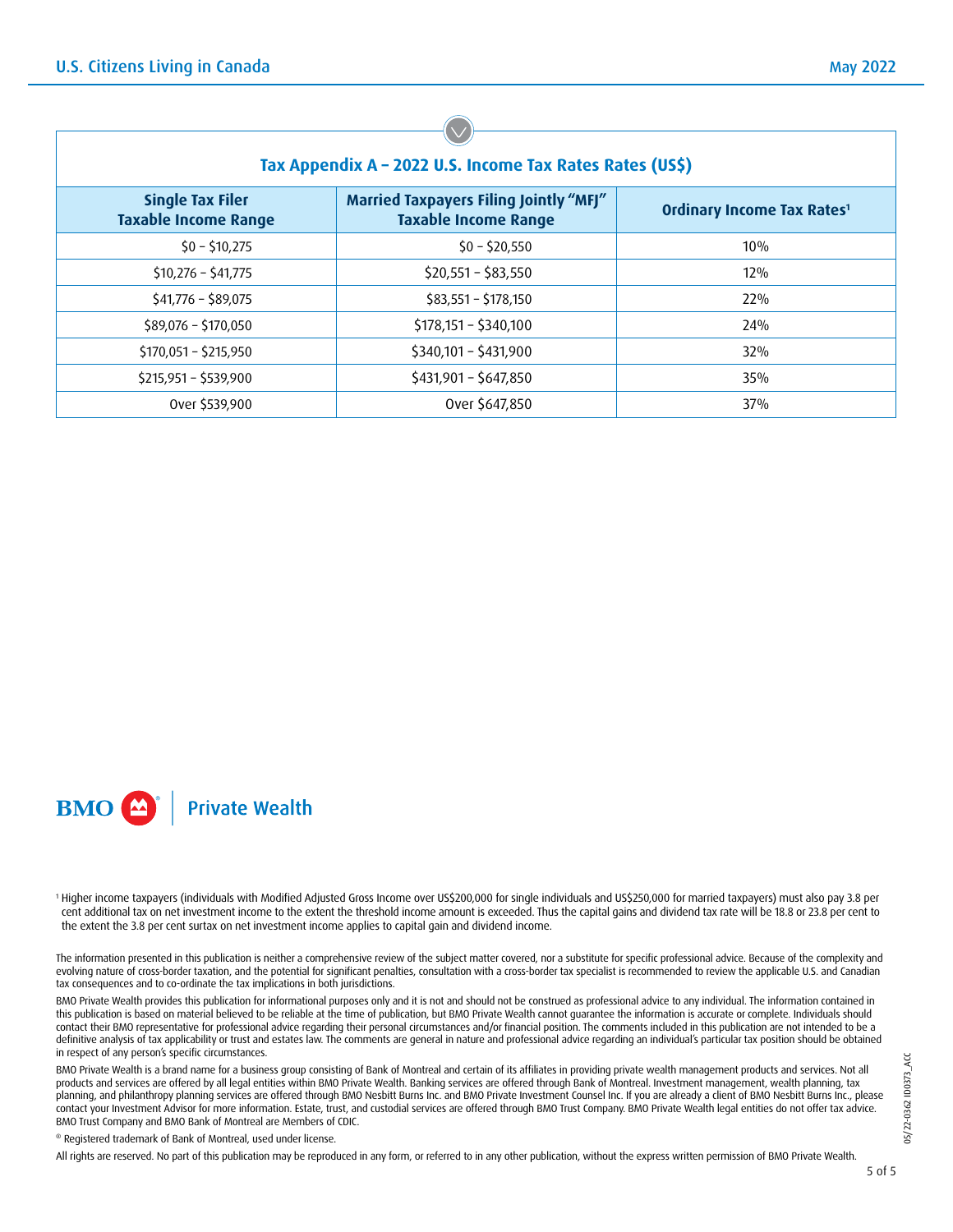## Tax Appendix A – 2022 U.S. Income Tax Rates Rates (US$)

| Single Tax Filer Taxable Income Range | Married Taxpayers Filing Jointly "MFJ" Taxable Income Range | Ordinary Income Tax Rates[1] |
|---|---|---|
| $0 – $10,275 | $0 – $20,550 | 10% |
| $10,276 – $41,775 | $20,551 – $83,550 | 12% |
| $41,776 – $89,075 | $83,551 – $178,150 | 22% |
| $89,076 – $170,050 | $178,151 – $340,100 | 24% |
| $170,051 – $215,950 | $340,101 – $431,900 | 32% |
| $215,951 – $539,900 | $431,901 – $647,850 | 35% |
| Over $539,900 | Over $647,850 | 37% |

BMO Private Wealth

[1] Higher income taxpayers (individuals with Modified Adjusted Gross Income over US$200,000 for single individuals and US$250,000 for married taxpayers) must also pay 3.8 per cent additional tax on net investment income to the extent the threshold income amount is exceeded. Thus the capital gains and dividend tax rate will be 18.8 or 23.8 per cent to the extent the 3.8 per cent surtax on net investment income applies to capital gain and dividend income.

The information presented in this publication is neither a comprehensive review of the subject matter covered, nor a substitute for specific professional advice. Because of the complexity and evolving nature of cross-border taxation, and the potential for significant penalties, consultation with a cross-border tax specialist is recommended to review the applicable U.S. and Canadian tax consequences and to co-ordinate the tax implications in both jurisdictions.

BMO Private Wealth provides this publication for informational purposes only and it is not and should not be construed as professional advice to any individual. The information contained in this publication is based on material believed to be reliable at the time of publication, but BMO Private Wealth cannot guarantee the information is accurate or complete. Individuals should contact their BMO representative for professional advice regarding their personal circumstances and/or financial position. The comments included in this publication are not intended to be a definitive analysis of tax applicability or trust and estates law. The comments are general in nature and professional advice regarding an individual's particular tax position should be obtained in respect of any person's specific circumstances.

BMO Private Wealth is a brand name for a business group consisting of Bank of Montreal and certain of its affiliates in providing private wealth management products and services. Not all products and services are offered by all legal entities within BMO Private Wealth. Banking services are offered through Bank of Montreal. Investment management, wealth planning, tax planning, and philanthropy planning services are offered through BMO Nesbitt Burns Inc. and BMO Private Investment Counsel Inc. If you are already a client of BMO Nesbitt Burns Inc., please contact your Investment Advisor for more information. Estate, trust, and custodial services are offered through BMO Trust Company. BMO Private Wealth legal entities do not offer tax advice. BMO Trust Company and BMO Bank of Montreal are Members of CDIC.

® Registered trademark of Bank of Montreal, used under license.

All rights are reserved. No part of this publication may be reproduced in any form, or referred to in any other publication, without the express written permission of BMO Private Wealth.

05/22-0362 ID0373_ACC